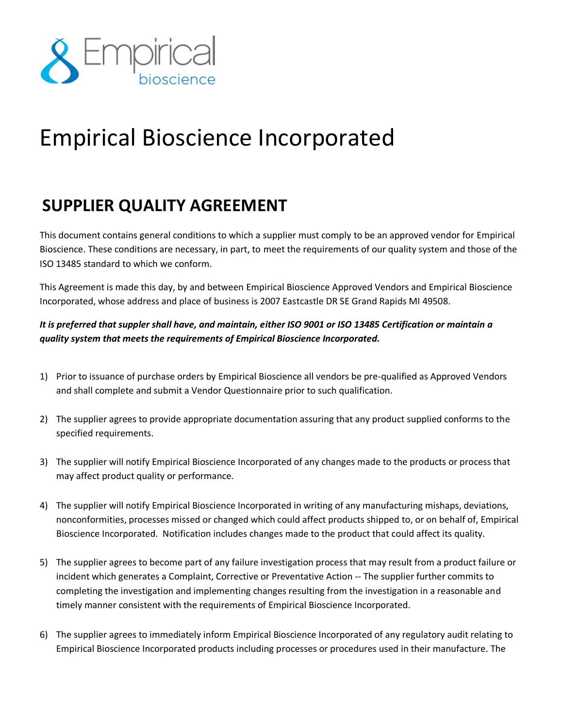# Empirical Bioscience Incorporated

## SUPPLIER QUALITY AGREEMENT

This document contains general conditions to which a supplier must comply to be an approved vendor for Empirical Bioscience. These conditions are necessary, in part, to meet the requirements of our quality system and those of the ISO 13485 standard to which we conform.

This Agreement is made this day, by and between Empirical Bioscience Approved Vendors and Empirical Bioscience Incorporated, whose address and place of business is 2007 Eastcastle DR SE Grand Rapids MI 49508.

***It is preferred that suppler shall have, and maintain, either ISO 9001 or ISO 13485 Certification or maintain a quality system that meets the requirements of Empirical Bioscience Incorporated.***

1) Prior to issuance of purchase orders by Empirical Bioscience all vendors be pre-qualified as Approved Vendors and shall complete and submit a Vendor Questionnaire prior to such qualification.

2) The supplier agrees to provide appropriate documentation assuring that any product supplied conforms to the specified requirements.

3) The supplier will notify Empirical Bioscience Incorporated of any changes made to the products or process that may affect product quality or performance.

4) The supplier will notify Empirical Bioscience Incorporated in writing of any manufacturing mishaps, deviations, nonconformities, processes missed or changed which could affect products shipped to, or on behalf of, Empirical Bioscience Incorporated. Notification includes changes made to the product that could affect its quality.

5) The supplier agrees to become part of any failure investigation process that may result from a product failure or incident which generates a Complaint, Corrective or Preventative Action -- The supplier further commits to completing the investigation and implementing changes resulting from the investigation in a reasonable and timely manner consistent with the requirements of Empirical Bioscience Incorporated.

6) The supplier agrees to immediately inform Empirical Bioscience Incorporated of any regulatory audit relating to Empirical Bioscience Incorporated products including processes or procedures used in their manufacture. The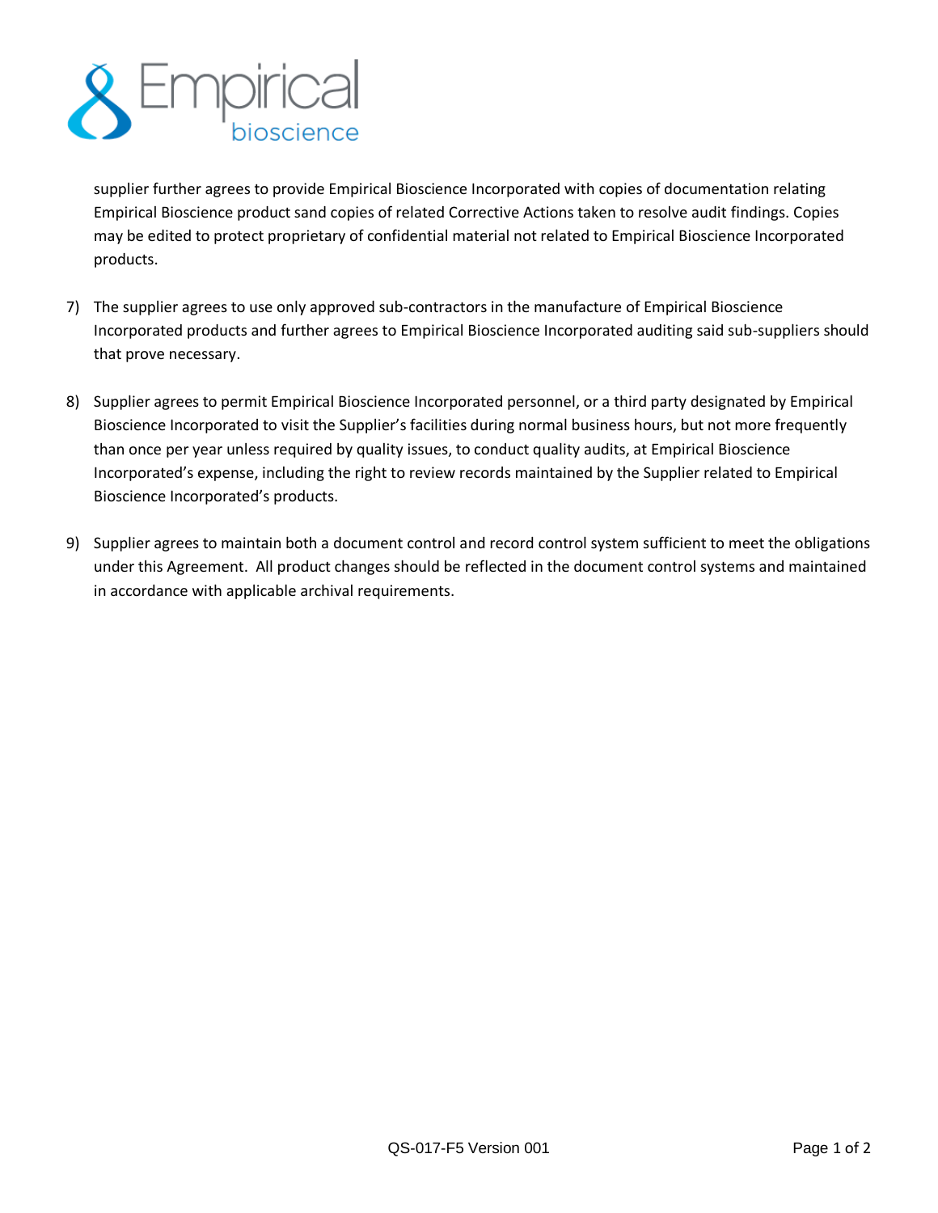supplier further agrees to provide Empirical Bioscience Incorporated with copies of documentation relating Empirical Bioscience product sand copies of related Corrective Actions taken to resolve audit findings. Copies may be edited to protect proprietary of confidential material not related to Empirical Bioscience Incorporated products.

7) The supplier agrees to use only approved sub-contractors in the manufacture of Empirical Bioscience Incorporated products and further agrees to Empirical Bioscience Incorporated auditing said sub-suppliers should that prove necessary.

8) Supplier agrees to permit Empirical Bioscience Incorporated personnel, or a third party designated by Empirical Bioscience Incorporated to visit the Supplier's facilities during normal business hours, but not more frequently than once per year unless required by quality issues, to conduct quality audits, at Empirical Bioscience Incorporated's expense, including the right to review records maintained by the Supplier related to Empirical Bioscience Incorporated's products.

9) Supplier agrees to maintain both a document control and record control system sufficient to meet the obligations under this Agreement. All product changes should be reflected in the document control systems and maintained in accordance with applicable archival requirements.